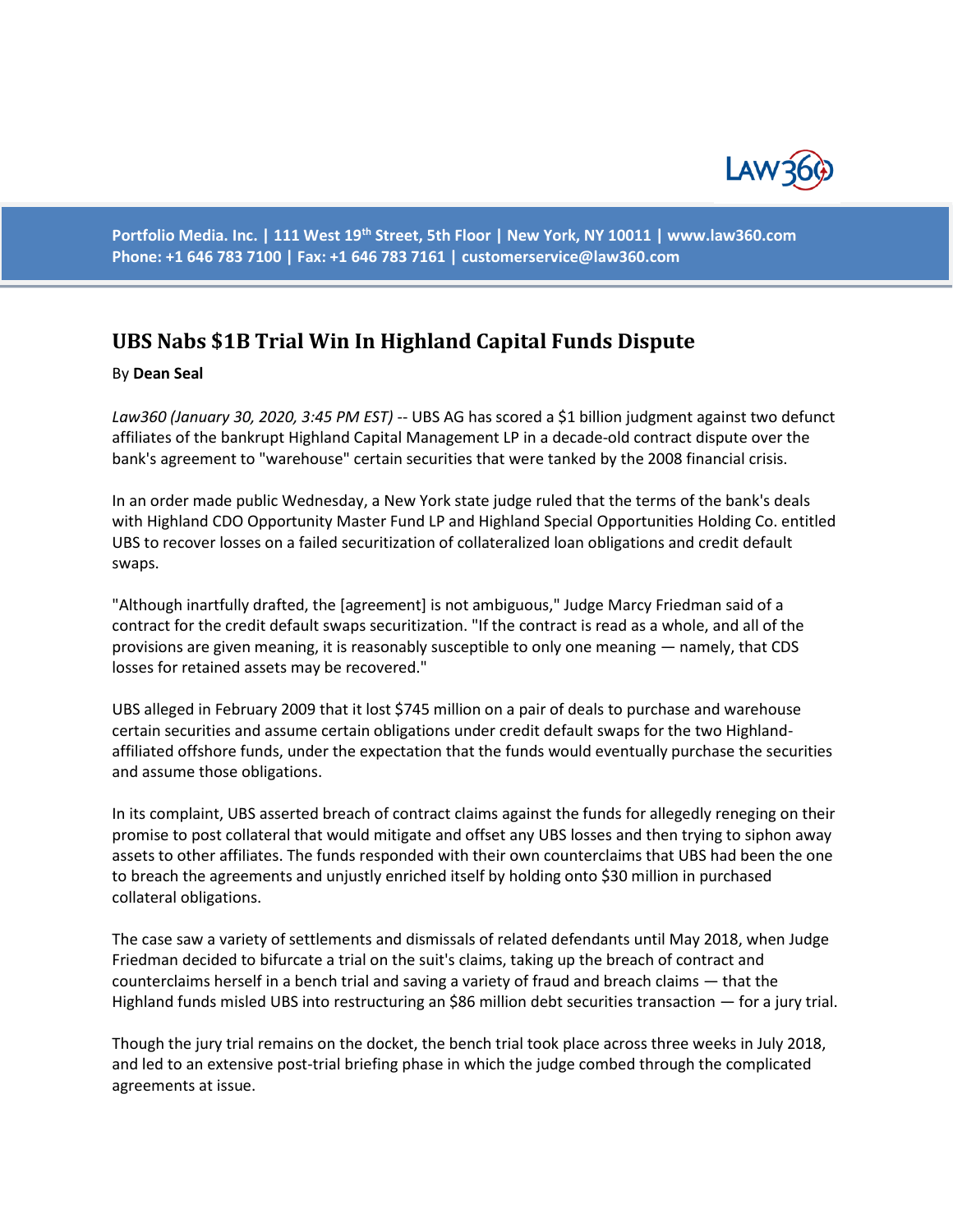Portfolio Media. Inc. | 111 West 19th Street, 5th Floor | New York, NY 10011 | www.law360.com
Phone: +1 646 783 7100 | Fax: +1 646 783 7161 | customerservice@law360.com

# UBS Nabs $1B Trial Win In Highland Capital Funds Dispute

By **Dean Seal**

*Law360 (January 30, 2020, 3:45 PM EST)* -- UBS AG has scored a $1 billion judgment against two defunct affiliates of the bankrupt Highland Capital Management LP in a decade-old contract dispute over the bank's agreement to "warehouse" certain securities that were tanked by the 2008 financial crisis.

In an order made public Wednesday, a New York state judge ruled that the terms of the bank's deals with Highland CDO Opportunity Master Fund LP and Highland Special Opportunities Holding Co. entitled UBS to recover losses on a failed securitization of collateralized loan obligations and credit default swaps.

"Although inartfully drafted, the [agreement] is not ambiguous," Judge Marcy Friedman said of a contract for the credit default swaps securitization. "If the contract is read as a whole, and all of the provisions are given meaning, it is reasonably susceptible to only one meaning — namely, that CDS losses for retained assets may be recovered."

UBS alleged in February 2009 that it lost $745 million on a pair of deals to purchase and warehouse certain securities and assume certain obligations under credit default swaps for the two Highland-affiliated offshore funds, under the expectation that the funds would eventually purchase the securities and assume those obligations.

In its complaint, UBS asserted breach of contract claims against the funds for allegedly reneging on their promise to post collateral that would mitigate and offset any UBS losses and then trying to siphon away assets to other affiliates. The funds responded with their own counterclaims that UBS had been the one to breach the agreements and unjustly enriched itself by holding onto $30 million in purchased collateral obligations.

The case saw a variety of settlements and dismissals of related defendants until May 2018, when Judge Friedman decided to bifurcate a trial on the suit's claims, taking up the breach of contract and counterclaims herself in a bench trial and saving a variety of fraud and breach claims — that the Highland funds misled UBS into restructuring an $86 million debt securities transaction — for a jury trial.

Though the jury trial remains on the docket, the bench trial took place across three weeks in July 2018, and led to an extensive post-trial briefing phase in which the judge combed through the complicated agreements at issue.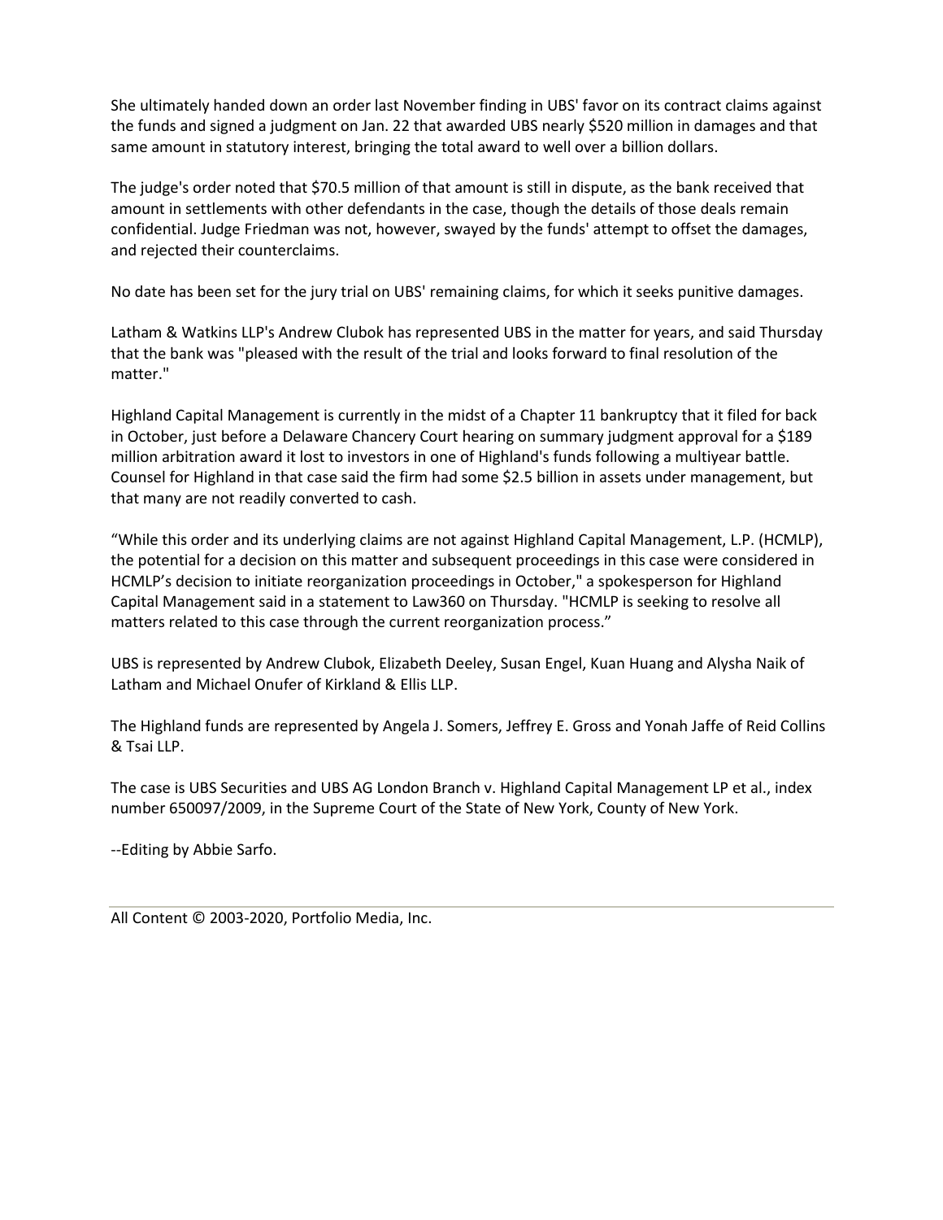She ultimately handed down an order last November finding in UBS' favor on its contract claims against the funds and signed a judgment on Jan. 22 that awarded UBS nearly $520 million in damages and that same amount in statutory interest, bringing the total award to well over a billion dollars.

The judge's order noted that $70.5 million of that amount is still in dispute, as the bank received that amount in settlements with other defendants in the case, though the details of those deals remain confidential. Judge Friedman was not, however, swayed by the funds' attempt to offset the damages, and rejected their counterclaims.

No date has been set for the jury trial on UBS' remaining claims, for which it seeks punitive damages.

Latham & Watkins LLP's Andrew Clubok has represented UBS in the matter for years, and said Thursday that the bank was "pleased with the result of the trial and looks forward to final resolution of the matter."

Highland Capital Management is currently in the midst of a Chapter 11 bankruptcy that it filed for back in October, just before a Delaware Chancery Court hearing on summary judgment approval for a $189 million arbitration award it lost to investors in one of Highland's funds following a multiyear battle. Counsel for Highland in that case said the firm had some $2.5 billion in assets under management, but that many are not readily converted to cash.

"While this order and its underlying claims are not against Highland Capital Management, L.P. (HCMLP), the potential for a decision on this matter and subsequent proceedings in this case were considered in HCMLP's decision to initiate reorganization proceedings in October," a spokesperson for Highland Capital Management said in a statement to Law360 on Thursday. "HCMLP is seeking to resolve all matters related to this case through the current reorganization process."

UBS is represented by Andrew Clubok, Elizabeth Deeley, Susan Engel, Kuan Huang and Alysha Naik of Latham and Michael Onufer of Kirkland & Ellis LLP.

The Highland funds are represented by Angela J. Somers, Jeffrey E. Gross and Yonah Jaffe of Reid Collins & Tsai LLP.

The case is UBS Securities and UBS AG London Branch v. Highland Capital Management LP et al., index number 650097/2009, in the Supreme Court of the State of New York, County of New York.

--Editing by Abbie Sarfo.

---

All Content © 2003-2020, Portfolio Media, Inc.